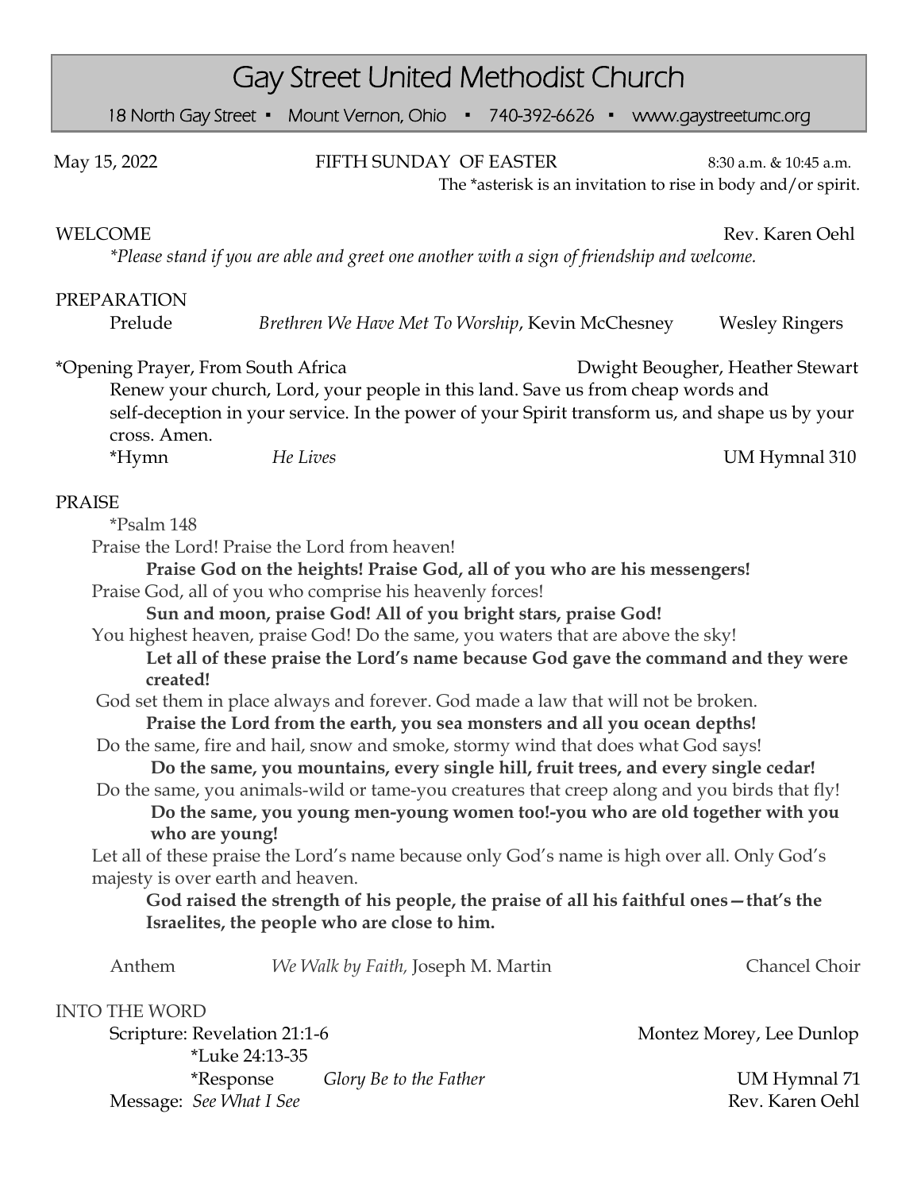# Gay Street United Methodist Church

18 North Gay Street ▪ Mount Vernon, Ohio ▪ 740-392-6626 ▪ www.gaystreetumc.org

May 15, 2022 — FIFTH SUNDAY OF EASTER — 8:30 a.m. & 10:45 a.m.

The *asterisk is an invitation to rise in body and/or spirit.

WELCOME — Rev. Karen Oehl

*\*Please stand if you are able and greet one another with a sign of friendship and welcome.*

## PREPARATION

Prelude — *Brethren We Have Met To Worship*, Kevin McChesney — Wesley Ringers

*Opening Prayer, From South Africa — Dwight Beougher, Heather Stewart

Renew your church, Lord, your people in this land. Save us from cheap words and self-deception in your service. In the power of your Spirit transform us, and shape us by your cross. Amen.

*Hymn — *He Lives* — UM Hymnal 310

## PRAISE

*Psalm 148

Praise the Lord! Praise the Lord from heaven!

**Praise God on the heights! Praise God, all of you who are his messengers!**

Praise God, all of you who comprise his heavenly forces!

**Sun and moon, praise God! All of you bright stars, praise God!**

You highest heaven, praise God! Do the same, you waters that are above the sky!

**Let all of these praise the Lord's name because God gave the command and they were created!**

God set them in place always and forever. God made a law that will not be broken.

**Praise the Lord from the earth, you sea monsters and all you ocean depths!**

Do the same, fire and hail, snow and smoke, stormy wind that does what God says!

**Do the same, you mountains, every single hill, fruit trees, and every single cedar!**

Do the same, you animals-wild or tame-you creatures that creep along and you birds that fly!

**Do the same, you young men-young women too!-you who are old together with you who are young!**

Let all of these praise the Lord's name because only God's name is high over all. Only God's majesty is over earth and heaven.

**God raised the strength of his people, the praise of all his faithful ones—that's the Israelites, the people who are close to him.**

Anthem — *We Walk by Faith,* Joseph M. Martin — Chancel Choir

## INTO THE WORD

Scripture: Revelation 21:1-6 — Montez Morey, Lee Dunlop

*Luke 24:13-35

*Response — *Glory Be to the Father* — UM Hymnal 71

Message: *See What I See* — Rev. Karen Oehl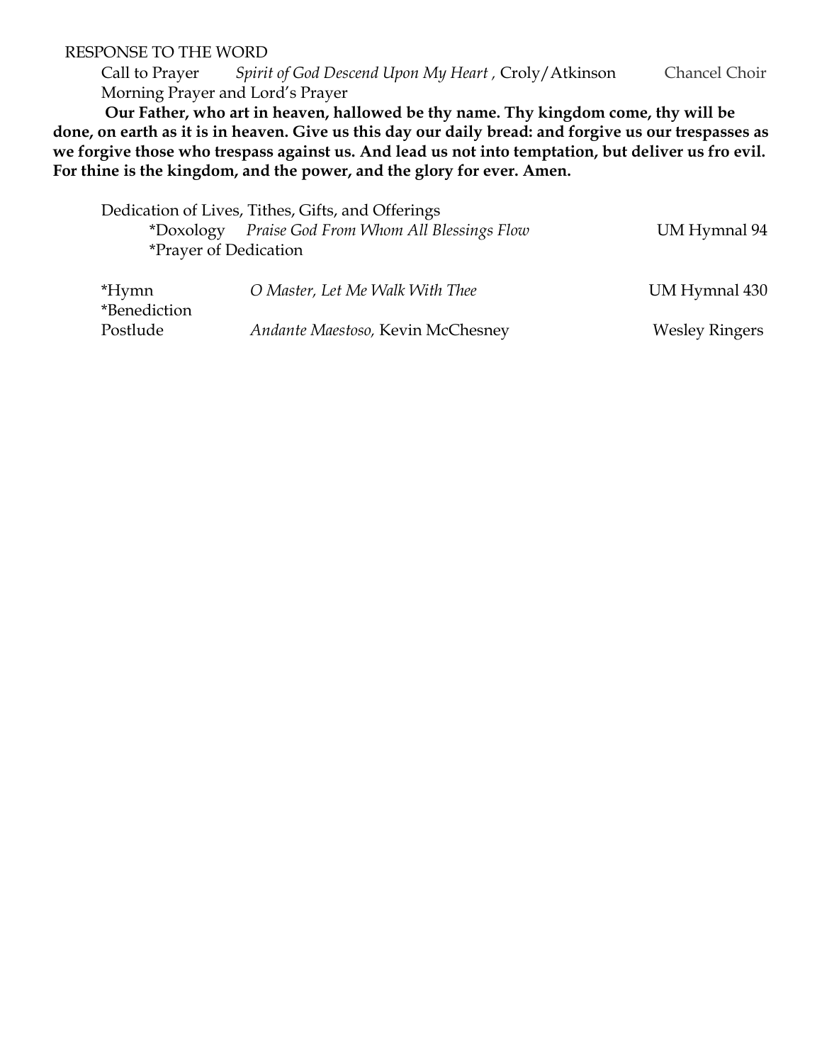RESPONSE TO THE WORD

Call to Prayer *Spirit of God Descend Upon My Heart ,* Croly/Atkinson Chancel Choir

Morning Prayer and Lord's Prayer

**Our Father, who art in heaven, hallowed be thy name. Thy kingdom come, thy will be done, on earth as it is in heaven. Give us this day our daily bread: and forgive us our trespasses as we forgive those who trespass against us. And lead us not into temptation, but deliver us fro evil. For thine is the kingdom, and the power, and the glory for ever. Amen.**

Dedication of Lives, Tithes, Gifts, and Offerings

*Doxology *Praise God From Whom All Blessings Flow* UM Hymnal 94

*Prayer of Dedication

*Hymn *O Master, Let Me Walk With Thee* UM Hymnal 430

*Benediction

Postlude *Andante Maestoso,* Kevin McChesney Wesley Ringers